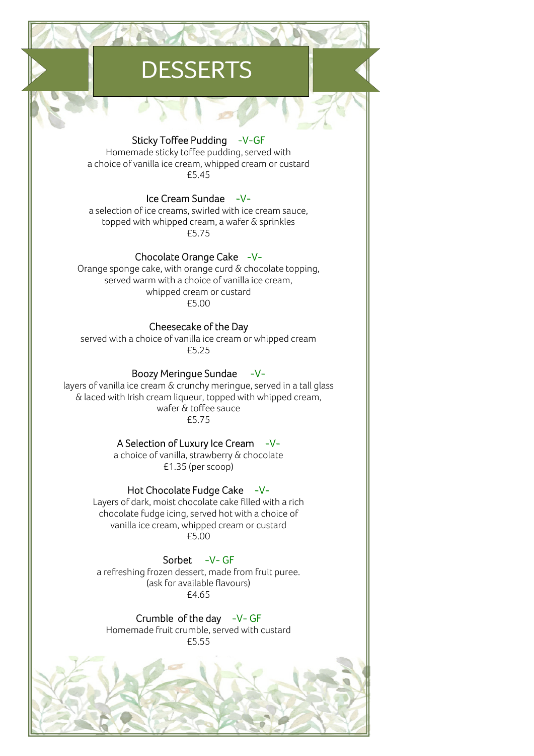# DESSERTS

### Sticky Toffee Pudding -V-GF

Homemade sticky toffee pudding, served with a choice of vanilla ice cream, whipped cream or custard

£5.45

### Ice Cream Sundae -V-

a selection of ice creams, swirled with ice cream sauce, topped with whipped cream, a wafer & sprinkles

£5.75

### Chocolate Orange Cake -V-

Orange sponge cake, with orange curd & chocolate topping, served warm with a choice of vanilla ice cream, whipped cream or custard

£5.00

### Cheesecake of the Day

served with a choice of vanilla ice cream or whipped cream

£5.25

### Boozy Meringue Sundae -V-

layers of vanilla ice cream & crunchy meringue, served in a tall glass & laced with Irish cream liqueur, topped with whipped cream, wafer & toffee sauce

£5.75

### A Selection of Luxury Ice Cream -V-

a choice of vanilla, strawberry & chocolate

£1.35 (per scoop)

### Hot Chocolate Fudge Cake -V-

Layers of dark, moist chocolate cake filled with a rich chocolate fudge icing, served hot with a choice of vanilla ice cream, whipped cream or custard

£5.00

### Sorbet -V- GF

a refreshing frozen dessert, made from fruit puree. (ask for available flavours)

£4.65

### Crumble of the day -V- GF

Homemade fruit crumble, served with custard

£5.55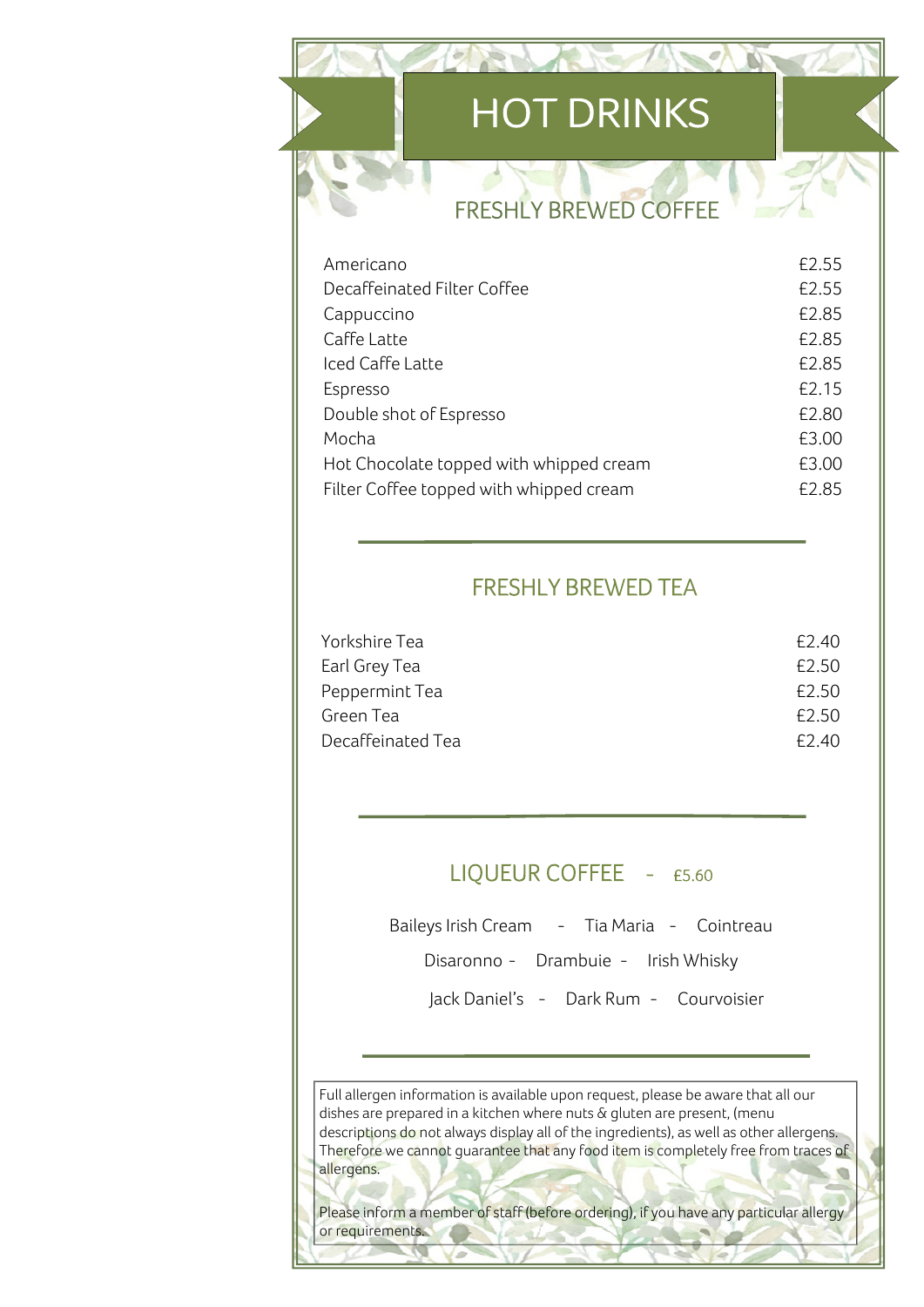# HOT DRINKS

## FRESHLY BREWED COFFEE

| | |
|---|---|
| Americano | £2.55 |
| Decaffeinated Filter Coffee | £2.55 |
| Cappuccino | £2.85 |
| Caffe Latte | £2.85 |
| Iced Caffe Latte | £2.85 |
| Espresso | £2.15 |
| Double shot of Espresso | £2.80 |
| Mocha | £3.00 |
| Hot Chocolate topped with whipped cream | £3.00 |
| Filter Coffee topped with whipped cream | £2.85 |

## FRESHLY BREWED TEA

| | |
|---|---|
| Yorkshire Tea | £2.40 |
| Earl Grey Tea | £2.50 |
| Peppermint Tea | £2.50 |
| Green Tea | £2.50 |
| Decaffeinated Tea | £2.40 |

## LIQUEUR COFFEE - £5.60

Baileys Irish Cream - Tia Maria - Cointreau

Disaronno - Drambuie - Irish Whisky

Jack Daniel's - Dark Rum - Courvoisier

Full allergen information is available upon request, please be aware that all our dishes are prepared in a kitchen where nuts & gluten are present, (menu descriptions do not always display all of the ingredients), as well as other allergens. Therefore we cannot guarantee that any food item is completely free from traces of allergens.

Please inform a member of staff (before ordering), if you have any particular allergy or requirements.